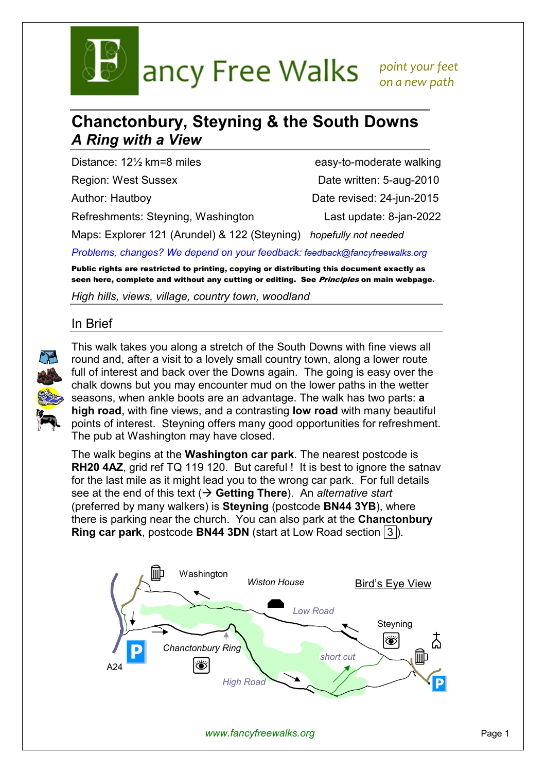# Fancy Free Walks

*point your feet on a new path*

## Chanctonbury, Steyning & the South Downs
### *A Ring with a View*

| | |
|---|---|
| Distance: 12½ km=8 miles | easy-to-moderate walking |
| Region: West Sussex | Date written: 5-aug-2010 |
| Author: Hautboy | Date revised: 24-jun-2015 |
| Refreshments: Steyning, Washington | Last update: 8-jan-2022 |
| Maps: Explorer 121 (Arundel) & 122 (Steyning) | *hopefully not needed* |

*Problems, changes? We depend on your feedback: feedback@fancyfreewalks.org*

**Public rights are restricted to printing, copying or distributing this document exactly as seen here, complete and without any cutting or editing. See *Principles* on main webpage.**

*High hills, views, village, country town, woodland*

### In Brief

This walk takes you along a stretch of the South Downs with fine views all round and, after a visit to a lovely small country town, along a lower route full of interest and back over the Downs again. The going is easy over the chalk downs but you may encounter mud on the lower paths in the wetter seasons, when ankle boots are an advantage. The walk has two parts: **a high road**, with fine views, and a contrasting **low road** with many beautiful points of interest. Steyning offers many good opportunities for refreshment. The pub at Washington may have closed.

The walk begins at the **Washington car park**. The nearest postcode is **RH20 4AZ**, grid ref TQ 119 120. But careful ! It is best to ignore the satnav for the last mile as it might lead you to the wrong car park. For full details see at the end of this text (→ **Getting There**). An *alternative start* (preferred by many walkers) is **Steyning** (postcode **BN44 3YB**), where there is parking near the church. You can also park at the **Chanctonbury Ring car park**, postcode **BN44 3DN** (start at Low Road section 3).

Bird's Eye View

Washington, Wiston House, Low Road, Steyning, Chanctonbury Ring, short cut, High Road, A24

www.fancyfreewalks.org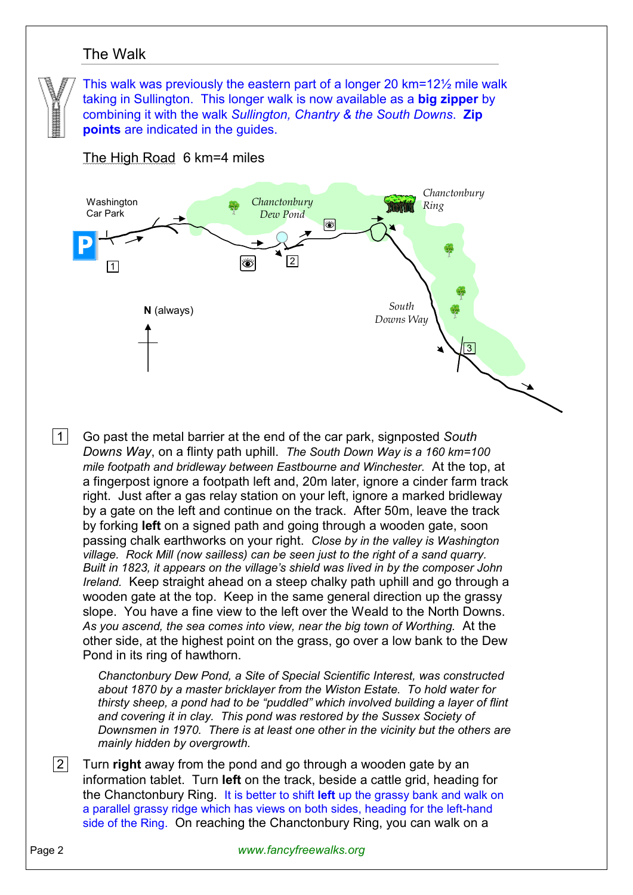## The Walk

This walk was previously the eastern part of a longer 20 km=12½ mile walk taking in Sullington. This longer walk is now available as a **big zipper** by combining it with the walk *Sullington, Chantry & the South Downs*. **Zip points** are indicated in the guides.

### The High Road 6 km=4 miles

Washington Car Park

Chanctonbury Dew Pond

Chanctonbury Ring

South Downs Way

**N** (always)

1 Go past the metal barrier at the end of the car park, signposted *South Downs Way*, on a flinty path uphill. *The South Down Way is a 160 km=100 mile footpath and bridleway between Eastbourne and Winchester.* At the top, at a fingerpost ignore a footpath left and, 20m later, ignore a cinder farm track right. Just after a gas relay station on your left, ignore a marked bridleway by a gate on the left and continue on the track. After 50m, leave the track by forking **left** on a signed path and going through a wooden gate, soon passing chalk earthworks on your right. *Close by in the valley is Washington village. Rock Mill (now sailless) can be seen just to the right of a sand quarry. Built in 1823, it appears on the village's shield was lived in by the composer John Ireland.* Keep straight ahead on a steep chalky path uphill and go through a wooden gate at the top. Keep in the same general direction up the grassy slope. You have a fine view to the left over the Weald to the North Downs. *As you ascend, the sea comes into view, near the big town of Worthing.* At the other side, at the highest point on the grass, go over a low bank to the Dew Pond in its ring of hawthorn.

> *Chanctonbury Dew Pond, a Site of Special Scientific Interest, was constructed about 1870 by a master bricklayer from the Wiston Estate. To hold water for thirsty sheep, a pond had to be "puddled" which involved building a layer of flint and covering it in clay. This pond was restored by the Sussex Society of Downsmen in 1970. There is at least one other in the vicinity but the others are mainly hidden by overgrowth.*

2 Turn **right** away from the pond and go through a wooden gate by an information tablet. Turn **left** on the track, beside a cattle grid, heading for the Chanctonbury Ring. It is better to shift **left** up the grassy bank and walk on a parallel grassy ridge which has views on both sides, heading for the left-hand side of the Ring. On reaching the Chanctonbury Ring, you can walk on a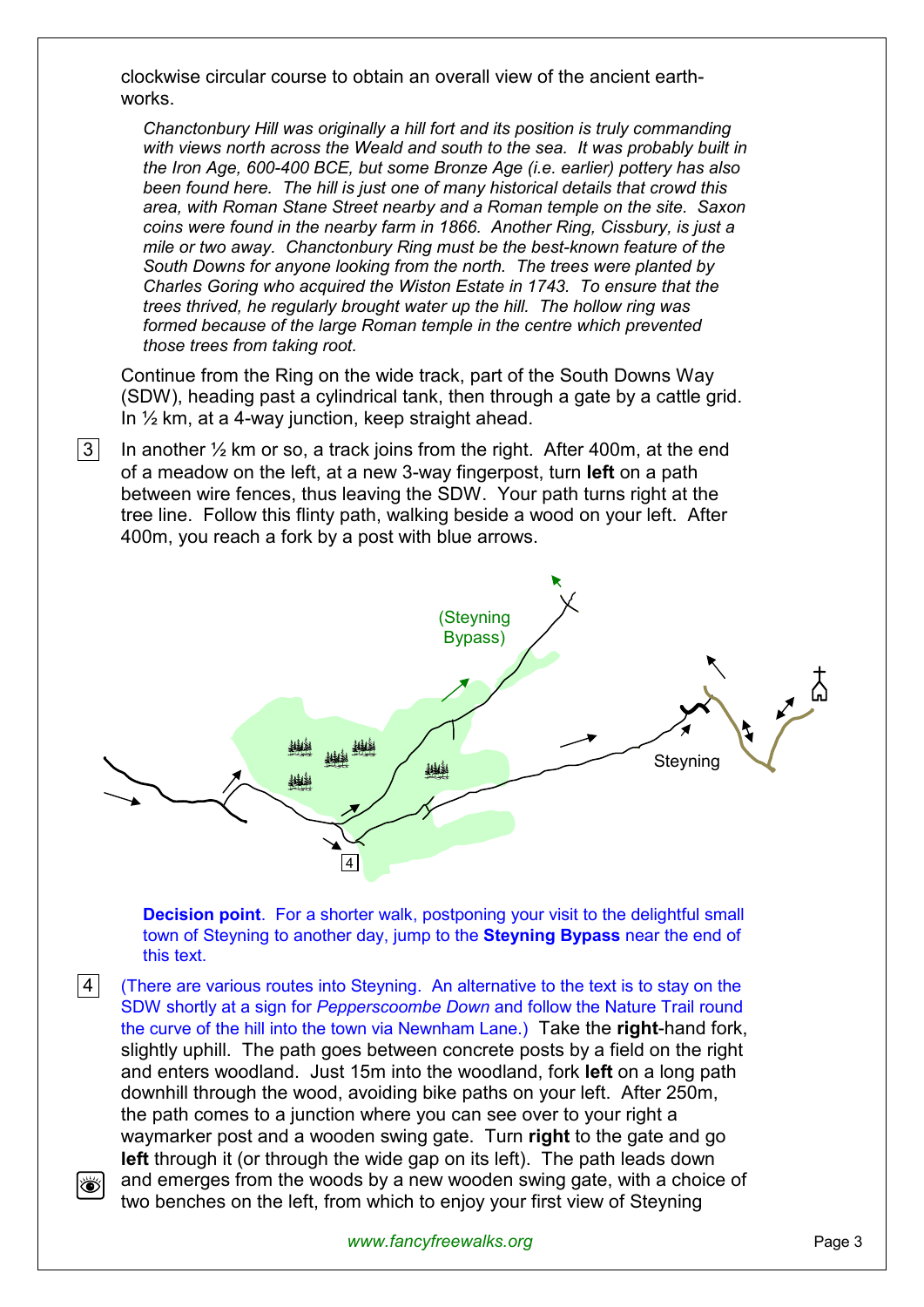clockwise circular course to obtain an overall view of the ancient earth-works.

*Chanctonbury Hill was originally a hill fort and its position is truly commanding with views north across the Weald and south to the sea. It was probably built in the Iron Age, 600-400 BCE, but some Bronze Age (i.e. earlier) pottery has also been found here. The hill is just one of many historical details that crowd this area, with Roman Stane Street nearby and a Roman temple on the site. Saxon coins were found in the nearby farm in 1866. Another Ring, Cissbury, is just a mile or two away. Chanctonbury Ring must be the best-known feature of the South Downs for anyone looking from the north. The trees were planted by Charles Goring who acquired the Wiston Estate in 1743. To ensure that the trees thrived, he regularly brought water up the hill. The hollow ring was formed because of the large Roman temple in the centre which prevented those trees from taking root.*

Continue from the Ring on the wide track, part of the South Downs Way (SDW), heading past a cylindrical tank, then through a gate by a cattle grid. In ½ km, at a 4-way junction, keep straight ahead.

3 In another ½ km or so, a track joins from the right. After 400m, at the end of a meadow on the left, at a new 3-way fingerpost, turn **left** on a path between wire fences, thus leaving the SDW. Your path turns right at the tree line. Follow this flinty path, walking beside a wood on your left. After 400m, you reach a fork by a post with blue arrows.

(Steyning Bypass)

Steyning

4

**Decision point**. For a shorter walk, postponing your visit to the delightful small town of Steyning to another day, jump to the **Steyning Bypass** near the end of this text.

4 (There are various routes into Steyning. An alternative to the text is to stay on the SDW shortly at a sign for *Pepperscoombe Down* and follow the Nature Trail round the curve of the hill into the town via Newnham Lane.) Take the **right**-hand fork, slightly uphill. The path goes between concrete posts by a field on the right and enters woodland. Just 15m into the woodland, fork **left** on a long path downhill through the wood, avoiding bike paths on your left. After 250m, the path comes to a junction where you can see over to your right a waymarker post and a wooden swing gate. Turn **right** to the gate and go **left** through it (or through the wide gap on its left). The path leads down and emerges from the woods by a new wooden swing gate, with a choice of two benches on the left, from which to enjoy your first view of Steyning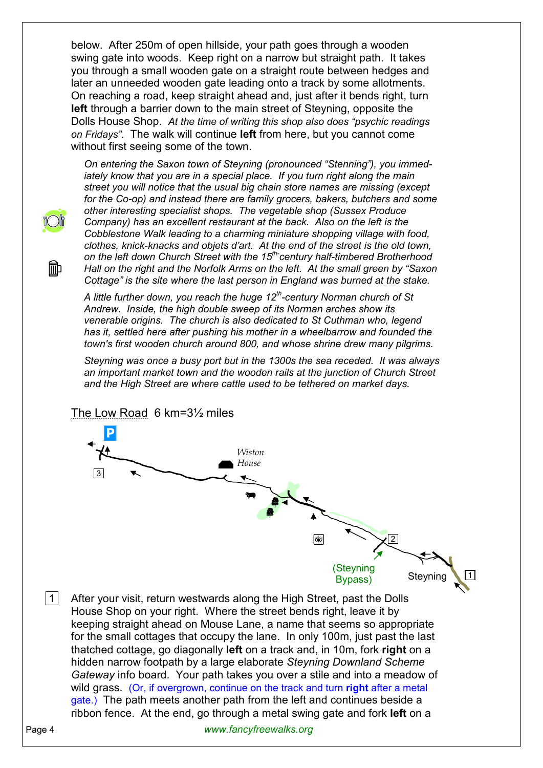below. After 250m of open hillside, your path goes through a wooden swing gate into woods. Keep right on a narrow but straight path. It takes you through a small wooden gate on a straight route between hedges and later an unneeded wooden gate leading onto a track by some allotments. On reaching a road, keep straight ahead and, just after it bends right, turn **left** through a barrier down to the main street of Steyning, opposite the Dolls House Shop. *At the time of writing this shop also does "psychic readings on Fridays".* The walk will continue **left** from here, but you cannot come without first seeing some of the town.

*On entering the Saxon town of Steyning (pronounced "Stenning"), you immediately know that you are in a special place. If you turn right along the main street you will notice that the usual big chain store names are missing (except for the Co-op) and instead there are family grocers, bakers, butchers and some other interesting specialist shops. The vegetable shop (Sussex Produce Company) has an excellent restaurant at the back. Also on the left is the Cobblestone Walk leading to a charming miniature shopping village with food, clothes, knick-knacks and objets d'art. At the end of the street is the old town, on the left down Church Street with the 15th-century half-timbered Brotherhood Hall on the right and the Norfolk Arms on the left. At the small green by "Saxon Cottage" is the site where the last person in England was burned at the stake.*

*A little further down, you reach the huge 12th-century Norman church of St Andrew. Inside, the high double sweep of its Norman arches show its venerable origins. The church is also dedicated to St Cuthman who, legend has it, settled here after pushing his mother in a wheelbarrow and founded the town's first wooden church around 800, and whose shrine drew many pilgrims.*

*Steyning was once a busy port but in the 1300s the sea receded. It was always an important market town and the wooden rails at the junction of Church Street and the High Street are where cattle used to be tethered on market days.*

## The Low Road 6 km=3½ miles

Wiston House

3

2

(Steyning Bypass)

Steyning

1

**1** After your visit, return westwards along the High Street, past the Dolls House Shop on your right. Where the street bends right, leave it by keeping straight ahead on Mouse Lane, a name that seems so appropriate for the small cottages that occupy the lane. In only 100m, just past the last thatched cottage, go diagonally **left** on a track and, in 10m, fork **right** on a hidden narrow footpath by a large elaborate *Steyning Downland Scheme Gateway* info board. Your path takes you over a stile and into a meadow of wild grass. (Or, if overgrown, continue on the track and turn **right** after a metal gate.) The path meets another path from the left and continues beside a ribbon fence. At the end, go through a metal swing gate and fork **left** on a

www.fancyfreewalks.org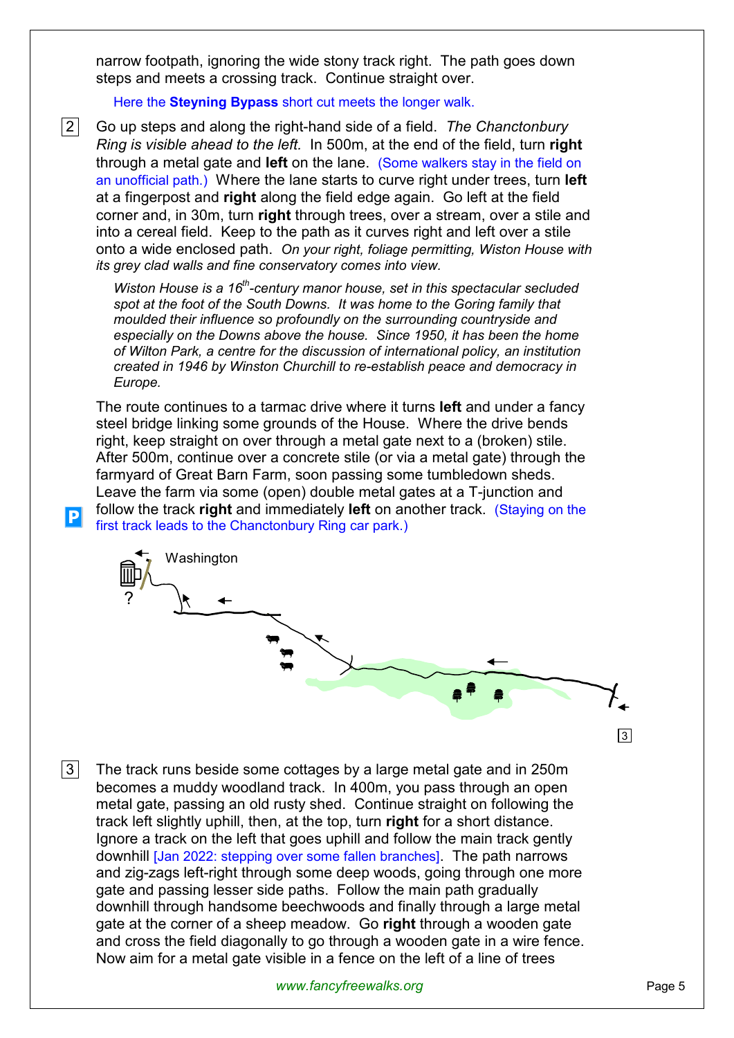narrow footpath, ignoring the wide stony track right. The path goes down steps and meets a crossing track. Continue straight over.

Here the **Steyning Bypass** short cut meets the longer walk.

2 Go up steps and along the right-hand side of a field. *The Chanctonbury Ring is visible ahead to the left.* In 500m, at the end of the field, turn **right** through a metal gate and **left** on the lane. (Some walkers stay in the field on an unofficial path.) Where the lane starts to curve right under trees, turn **left** at a fingerpost and **right** along the field edge again. Go left at the field corner and, in 30m, turn **right** through trees, over a stream, over a stile and into a cereal field. Keep to the path as it curves right and left over a stile onto a wide enclosed path. *On your right, foliage permitting, Wiston House with its grey clad walls and fine conservatory comes into view.*

*Wiston House is a 16th-century manor house, set in this spectacular secluded spot at the foot of the South Downs. It was home to the Goring family that moulded their influence so profoundly on the surrounding countryside and especially on the Downs above the house. Since 1950, it has been the home of Wilton Park, a centre for the discussion of international policy, an institution created in 1946 by Winston Churchill to re-establish peace and democracy in Europe.*

The route continues to a tarmac drive where it turns **left** and under a fancy steel bridge linking some grounds of the House. Where the drive bends right, keep straight on over through a metal gate next to a (broken) stile. After 500m, continue over a concrete stile (or via a metal gate) through the farmyard of Great Barn Farm, soon passing some tumbledown sheds. Leave the farm via some (open) double metal gates at a T-junction and follow the track **right** and immediately **left** on another track. (Staying on the first track leads to the Chanctonbury Ring car park.)

Washington

3 The track runs beside some cottages by a large metal gate and in 250m becomes a muddy woodland track. In 400m, you pass through an open metal gate, passing an old rusty shed. Continue straight on following the track left slightly uphill, then, at the top, turn **right** for a short distance. Ignore a track on the left that goes uphill and follow the main track gently downhill [Jan 2022: stepping over some fallen branches]. The path narrows and zig-zags left-right through some deep woods, going through one more gate and passing lesser side paths. Follow the main path gradually downhill through handsome beechwoods and finally through a large metal gate at the corner of a sheep meadow. Go **right** through a wooden gate and cross the field diagonally to go through a wooden gate in a wire fence. Now aim for a metal gate visible in a fence on the left of a line of trees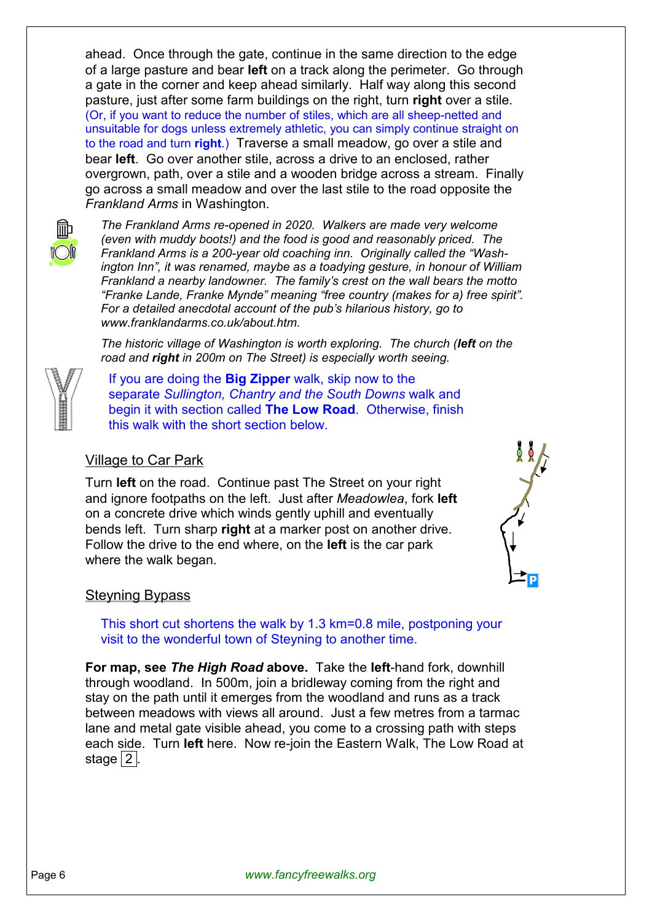ahead. Once through the gate, continue in the same direction to the edge of a large pasture and bear **left** on a track along the perimeter. Go through a gate in the corner and keep ahead similarly. Half way along this second pasture, just after some farm buildings on the right, turn **right** over a stile. (Or, if you want to reduce the number of stiles, which are all sheep-netted and unsuitable for dogs unless extremely athletic, you can simply continue straight on to the road and turn **right**.) Traverse a small meadow, go over a stile and bear **left**. Go over another stile, across a drive to an enclosed, rather overgrown, path, over a stile and a wooden bridge across a stream. Finally go across a small meadow and over the last stile to the road opposite the *Frankland Arms* in Washington.

*The Frankland Arms re-opened in 2020. Walkers are made very welcome (even with muddy boots!) and the food is good and reasonably priced. The Frankland Arms is a 200-year old coaching inn. Originally called the "Washington Inn", it was renamed, maybe as a toadying gesture, in honour of William Frankland a nearby landowner. The family's crest on the wall bears the motto "Franke Lande, Franke Mynde" meaning "free country (makes for a) free spirit". For a detailed anecdotal account of the pub's hilarious history, go to www.franklandarms.co.uk/about.htm.*

*The historic village of Washington is worth exploring. The church (**left** on the road and **right** in 200m on The Street) is especially worth seeing.*

If you are doing the **Big Zipper** walk, skip now to the separate *Sullington, Chantry and the South Downs* walk and begin it with section called **The Low Road**. Otherwise, finish this walk with the short section below.

## Village to Car Park

Turn **left** on the road. Continue past The Street on your right and ignore footpaths on the left. Just after *Meadowlea*, fork **left** on a concrete drive which winds gently uphill and eventually bends left. Turn sharp **right** at a marker post on another drive. Follow the drive to the end where, on the **left** is the car park where the walk began.

## Steyning Bypass

This short cut shortens the walk by 1.3 km=0.8 mile, postponing your visit to the wonderful town of Steyning to another time.

**For map, see *The High Road* above.** Take the **left**-hand fork, downhill through woodland. In 500m, join a bridleway coming from the right and stay on the path until it emerges from the woodland and runs as a track between meadows with views all around. Just a few metres from a tarmac lane and metal gate visible ahead, you come to a crossing path with steps each side. Turn **left** here. Now re-join the Eastern Walk, The Low Road at stage 2.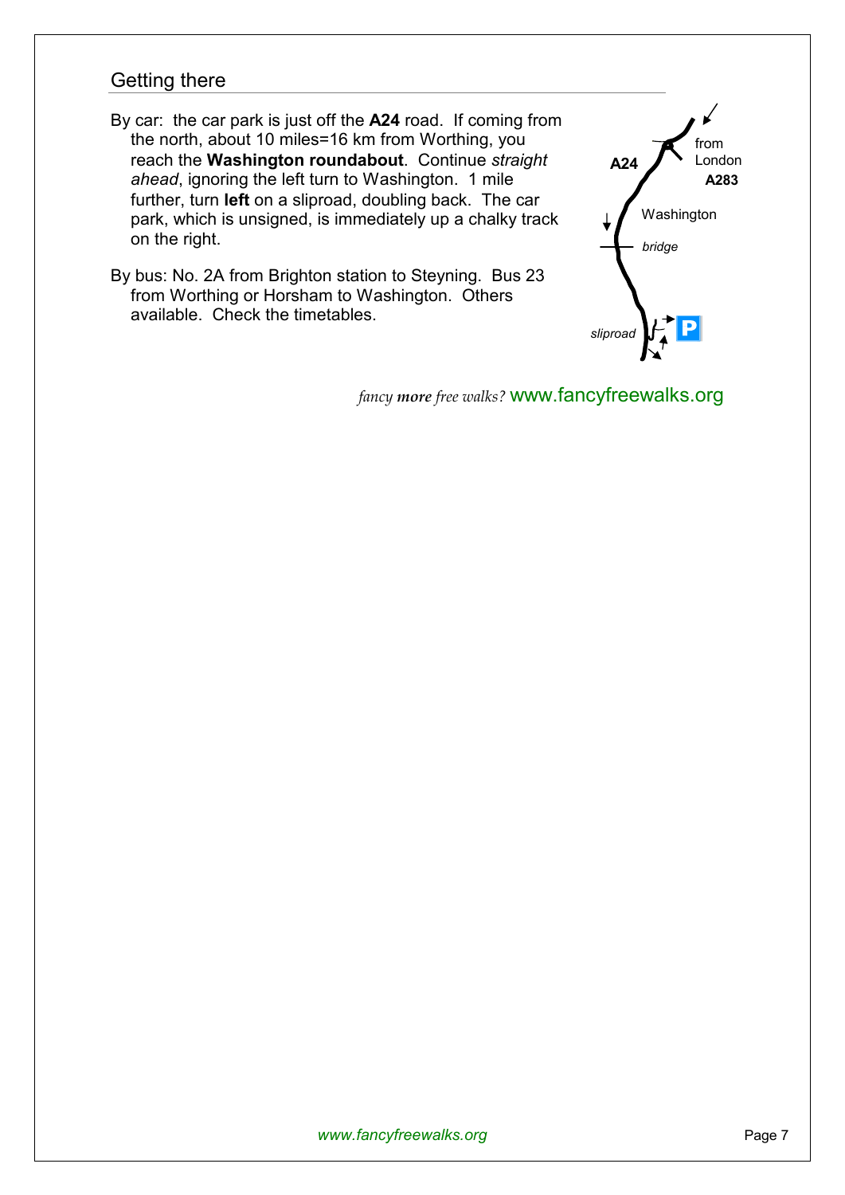## Getting there

By car: the car park is just off the **A24** road. If coming from the north, about 10 miles=16 km from Worthing, you reach the **Washington roundabout**. Continue *straight ahead*, ignoring the left turn to Washington. 1 mile further, turn **left** on a sliproad, doubling back. The car park, which is unsigned, is immediately up a chalky track on the right.

By bus: No. 2A from Brighton station to Steyning. Bus 23 from Worthing or Horsham to Washington. Others available. Check the timetables.

from London
**A24**
**A283**
Washington
*bridge*
*sliproad*
P

*fancy* ***more*** *free walks?* www.fancyfreewalks.org